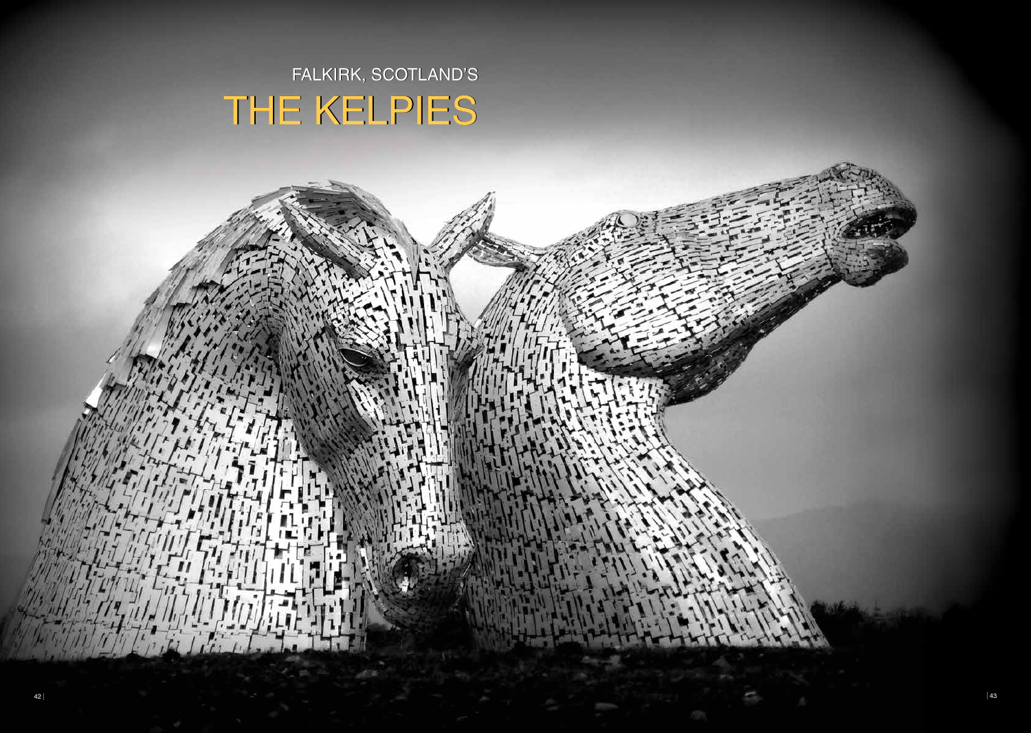FALKIRK, SCOTLAND'S

# THE KELPIES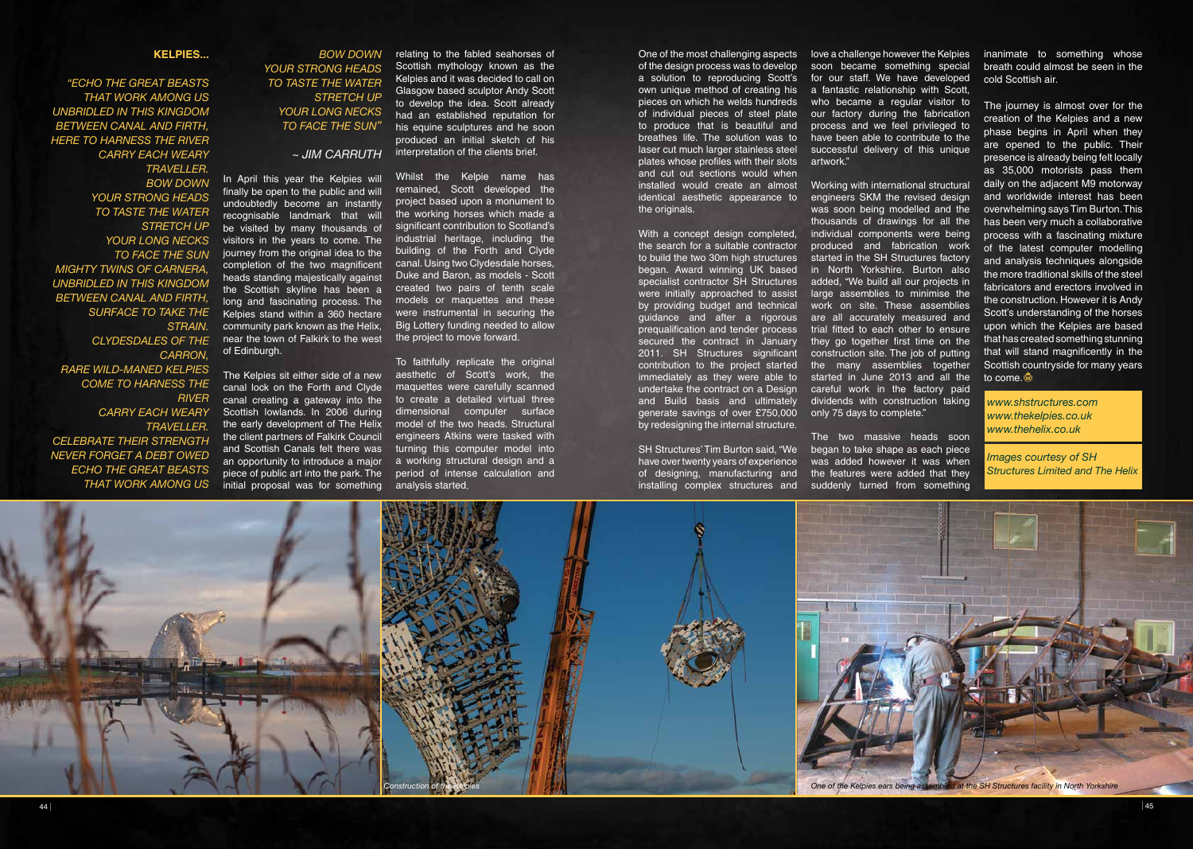**KELPIES...**

*"ECHO THE GREAT BEASTS*
*THAT WORK AMONG US*
*UNBRIDLED IN THIS KINGDOM*
*BETWEEN CANAL AND FIRTH,*
*HERE TO HARNESS THE RIVER*
*CARRY EACH WEARY TRAVELLER.*
*BOW DOWN*
*YOUR STRONG HEADS*
*TO TASTE THE WATER*
*STRETCH UP*
*YOUR LONG NECKS*
*TO FACE THE SUN*
*MIGHTY TWINS OF CARNERA,*
*UNBRIDLED IN THIS KINGDOM*
*BETWEEN CANAL AND FIRTH,*
*SURFACE TO TAKE THE STRAIN.*
*CLYDESDALES OF THE CARRON,*
*RARE WILD-MANED KELPIES*
*COME TO HARNESS THE RIVER*
*CARRY EACH WEARY TRAVELLER.*
*CELEBRATE THEIR STRENGTH*
*NEVER FORGET A DEBT OWED*
*ECHO THE GREAT BEASTS*
*THAT WORK AMONG US*
*BOW DOWN*
*YOUR STRONG HEADS*
*TO TASTE THE WATER*
*STRETCH UP*
*YOUR LONG NECKS*
*TO FACE THE SUN"*

*~ JIM CARRUTH*

In April this year the Kelpies will finally be open to the public and will undoubtedly become an instantly recognisable landmark that will be visited by many thousands of visitors in the years to come. The journey from the original idea to the completion of the two magnificent heads standing majestically against the Scottish skyline has been a long and fascinating process. The Kelpies stand within a 360 hectare community park known as the Helix, near the town of Falkirk to the west of Edinburgh.

The Kelpies sit either side of a new canal lock on the Forth and Clyde canal creating a gateway into the Scottish lowlands. In 2006 during the early development of The Helix the client partners of Falkirk Council and Scottish Canals felt there was an opportunity to introduce a major piece of public art into the park. The initial proposal was for something relating to the fabled seahorses of Scottish mythology known as the Kelpies and it was decided to call on Glasgow based sculptor Andy Scott to develop the idea. Scott already had an established reputation for his equine sculptures and he soon produced an initial sketch of his interpretation of the clients brief.

Whilst the Kelpie name has remained, Scott developed the project based upon a monument to the working horses which made a significant contribution to Scotland's industrial heritage, including the building of the Forth and Clyde canal. Using two Clydesdale horses, Duke and Baron, as models - Scott created two pairs of tenth scale models or maquettes and these were instrumental in securing the Big Lottery funding needed to allow the project to move forward.

To faithfully replicate the original aesthetic of Scott's work, the maquettes were carefully scanned to create a detailed virtual three dimensional computer surface model of the two heads. Structural engineers Atkins were tasked with turning this computer model into a working structural design and a period of intense calculation and analysis started.

One of the most challenging aspects of the design process was to develop a solution to reproducing Scott's own unique method of creating his pieces on which he welds hundreds of individual pieces of steel plate to produce that is beautiful and breathes life. The solution was to laser cut much larger stainless steel plates whose profiles with their slots and cut out sections would when installed would create an almost identical aesthetic appearance to the originals.

With a concept design completed, the search for a suitable contractor to build the two 30m high structures began. Award winning UK based specialist contractor SH Structures were initially approached to assist by providing budget and technical guidance and after a rigorous prequalification and tender process secured the contract in January 2011. SH Structures significant contribution to the project started immediately as they were able to undertake the contract on a Design and Build basis and ultimately generate savings of over £750,000 by redesigning the internal structure.

SH Structures' Tim Burton said, "We have over twenty years of experience of designing, manufacturing and installing complex structures and love a challenge however the Kelpies soon became something special for our staff. We have developed a fantastic relationship with Scott, who became a regular visitor to our factory during the fabrication process and we feel privileged to have been able to contribute to the successful delivery of this unique artwork."

Working with international structural engineers SKM the revised design was soon being modelled and the thousands of drawings for all the individual components were being produced and fabrication work started in the SH Structures factory in North Yorkshire. Burton also added, "We build all our projects in large assemblies to minimise the work on site. These assemblies are all accurately measured and trial fitted to each other to ensure they go together first time on the construction site. The job of putting the many assemblies together started in June 2013 and all the careful work in the factory paid dividends with construction taking only 75 days to complete."

The two massive heads soon began to take shape as each piece was added however it was when the features were added that they suddenly turned from something inanimate to something whose breath could almost be seen in the cold Scottish air.

The journey is almost over for the creation of the Kelpies and a new phase begins in April when they are opened to the public. Their presence is already being felt locally as 35,000 motorists pass them daily on the adjacent M9 motorway and worldwide interest has been overwhelming says Tim Burton. This has been very much a collaborative process with a fascinating mixture of the latest computer modelling and analysis techniques alongside the more traditional skills of the steel fabricators and erectors involved in the construction. However it is Andy Scott's understanding of the horses upon which the Kelpies are based that has created something stunning that will stand magnificently in the Scottish countryside for many years to come.

*www.shstructures.com*
*www.thekelpies.co.uk*
*www.thehelix.co.uk*

*Images courtesy of SH Structures Limited and The Helix*

*Construction of the Kelpies*

*One of the Kelpies ears being assembled at the SH Structures facility in North Yorkshire*